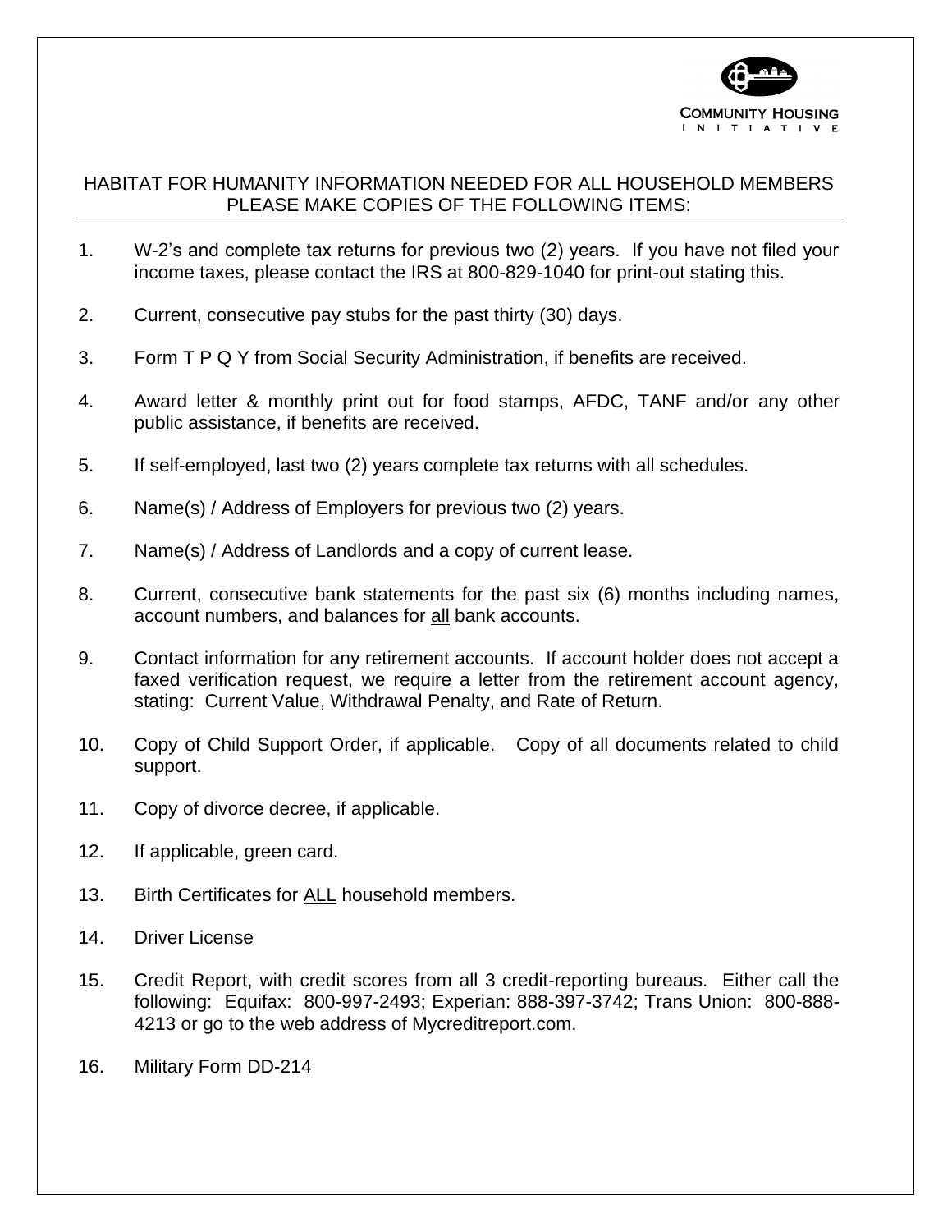COMMUNITY HOUSING INITIATIVE

## HABITAT FOR HUMANITY INFORMATION NEEDED FOR ALL HOUSEHOLD MEMBERS PLEASE MAKE COPIES OF THE FOLLOWING ITEMS:

1. W-2's and complete tax returns for previous two (2) years. If you have not filed your income taxes, please contact the IRS at 800-829-1040 for print-out stating this.
2. Current, consecutive pay stubs for the past thirty (30) days.
3. Form T P Q Y from Social Security Administration, if benefits are received.
4. Award letter & monthly print out for food stamps, AFDC, TANF and/or any other public assistance, if benefits are received.
5. If self-employed, last two (2) years complete tax returns with all schedules.
6. Name(s) / Address of Employers for previous two (2) years.
7. Name(s) / Address of Landlords and a copy of current lease.
8. Current, consecutive bank statements for the past six (6) months including names, account numbers, and balances for <u>all</u> bank accounts.
9. Contact information for any retirement accounts. If account holder does not accept a faxed verification request, we require a letter from the retirement account agency, stating: Current Value, Withdrawal Penalty, and Rate of Return.
10. Copy of Child Support Order, if applicable. Copy of all documents related to child support.
11. Copy of divorce decree, if applicable.
12. If applicable, green card.
13. Birth Certificates for <u>ALL</u> household members.
14. Driver License
15. Credit Report, with credit scores from all 3 credit-reporting bureaus. Either call the following: Equifax: 800-997-2493; Experian: 888-397-3742; Trans Union: 800-888-4213 or go to the web address of Mycreditreport.com.
16. Military Form DD-214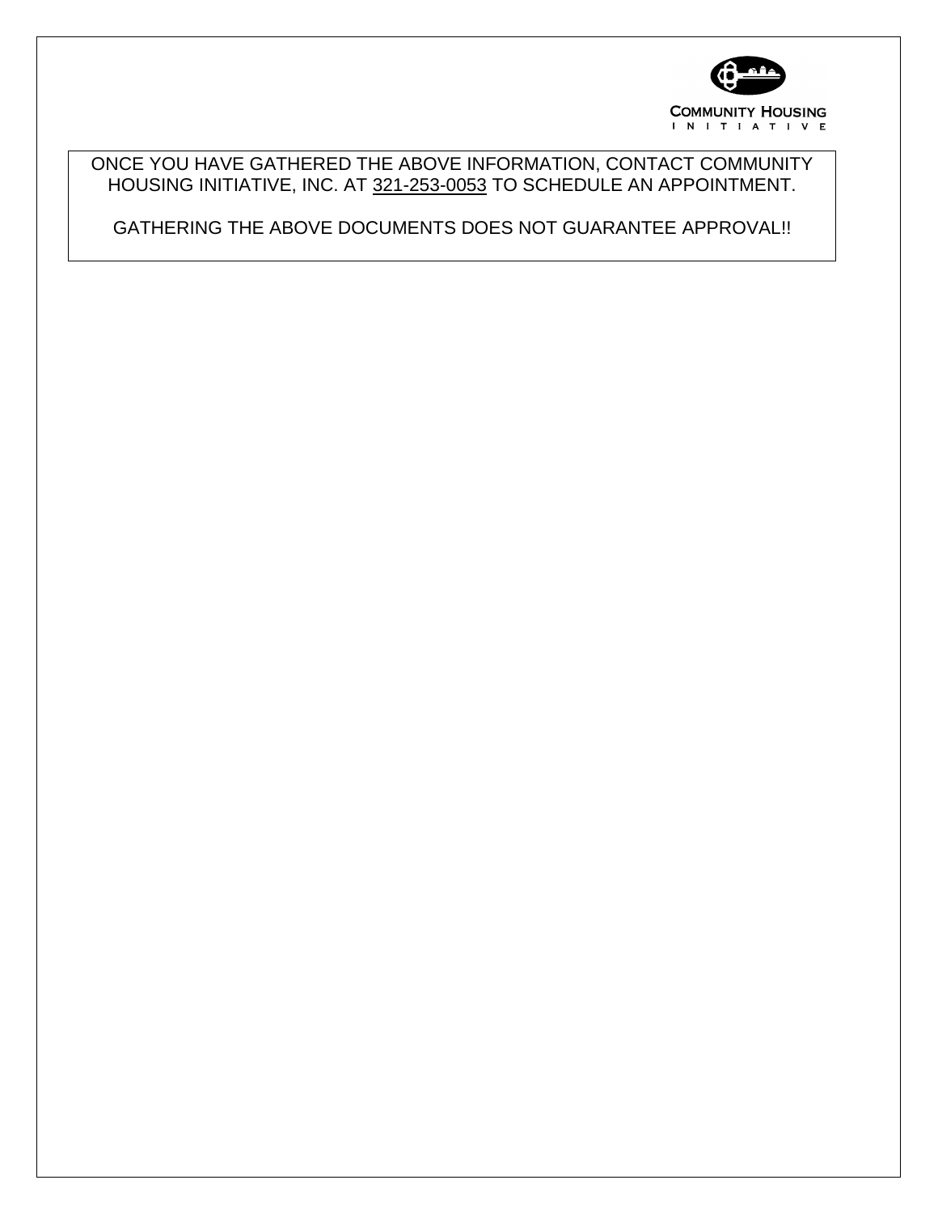COMMUNITY HOUSING INITIATIVE

ONCE YOU HAVE GATHERED THE ABOVE INFORMATION, CONTACT COMMUNITY HOUSING INITIATIVE, INC. AT 321-253-0053 TO SCHEDULE AN APPOINTMENT.

GATHERING THE ABOVE DOCUMENTS DOES NOT GUARANTEE APPROVAL!!